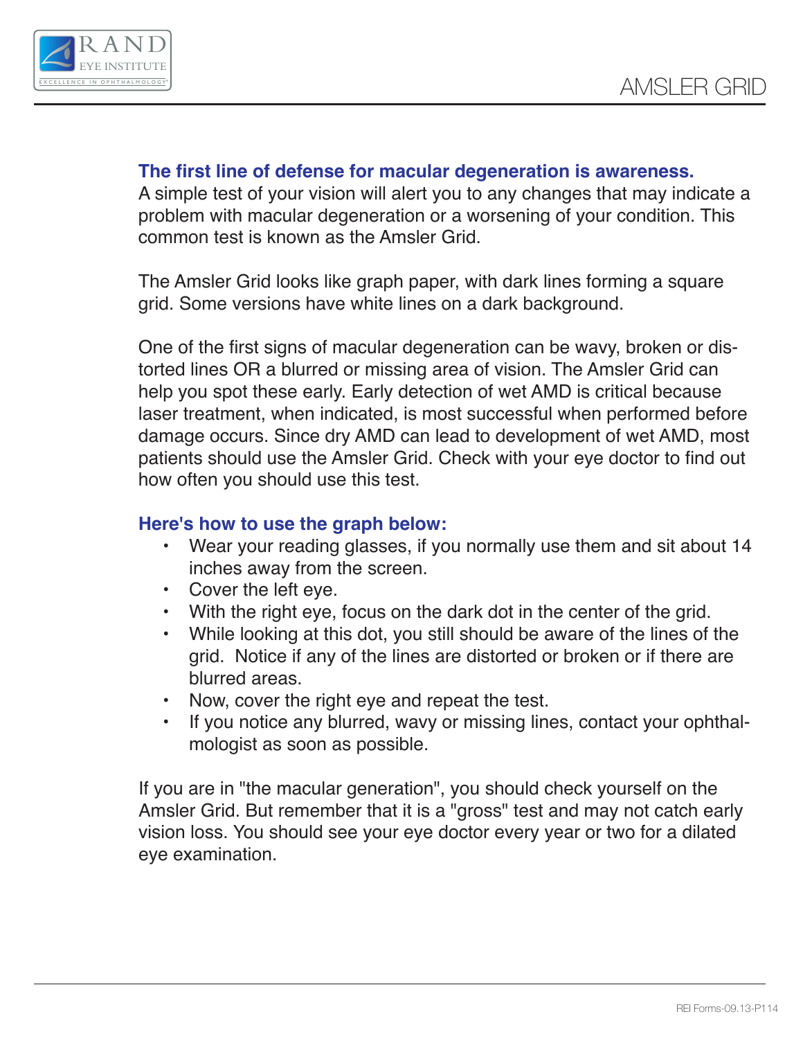# AMSLER GRID

**The first line of defense for macular degeneration is awareness.**
A simple test of your vision will alert you to any changes that may indicate a problem with macular degeneration or a worsening of your condition. This common test is known as the Amsler Grid.

The Amsler Grid looks like graph paper, with dark lines forming a square grid. Some versions have white lines on a dark background.

One of the first signs of macular degeneration can be wavy, broken or distorted lines OR a blurred or missing area of vision. The Amsler Grid can help you spot these early. Early detection of wet AMD is critical because laser treatment, when indicated, is most successful when performed before damage occurs. Since dry AMD can lead to development of wet AMD, most patients should use the Amsler Grid. Check with your eye doctor to find out how often you should use this test.

**Here's how to use the graph below:**

- Wear your reading glasses, if you normally use them and sit about 14 inches away from the screen.
- Cover the left eye.
- With the right eye, focus on the dark dot in the center of the grid.
- While looking at this dot, you still should be aware of the lines of the grid. Notice if any of the lines are distorted or broken or if there are blurred areas.
- Now, cover the right eye and repeat the test.
- If you notice any blurred, wavy or missing lines, contact your ophthalmologist as soon as possible.

If you are in "the macular generation", you should check yourself on the Amsler Grid. But remember that it is a "gross" test and may not catch early vision loss. You should see your eye doctor every year or two for a dilated eye examination.

REI Forms-09.13-P114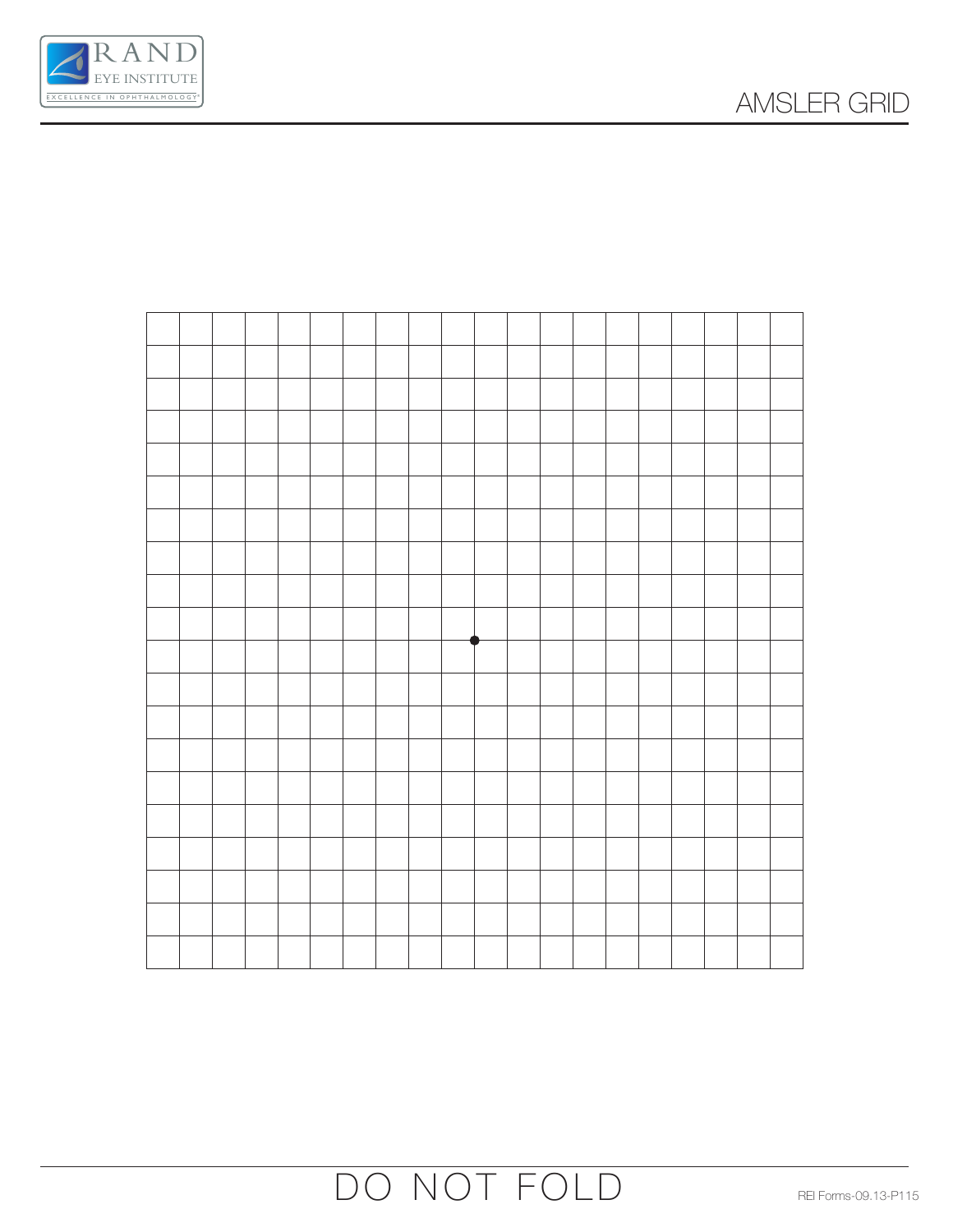RAND EYE INSTITUTE

EXCELLENCE IN OPHTHALMOLOGY®

# AMSLER GRID

DO NOT FOLD

REI Forms-09.13-P115